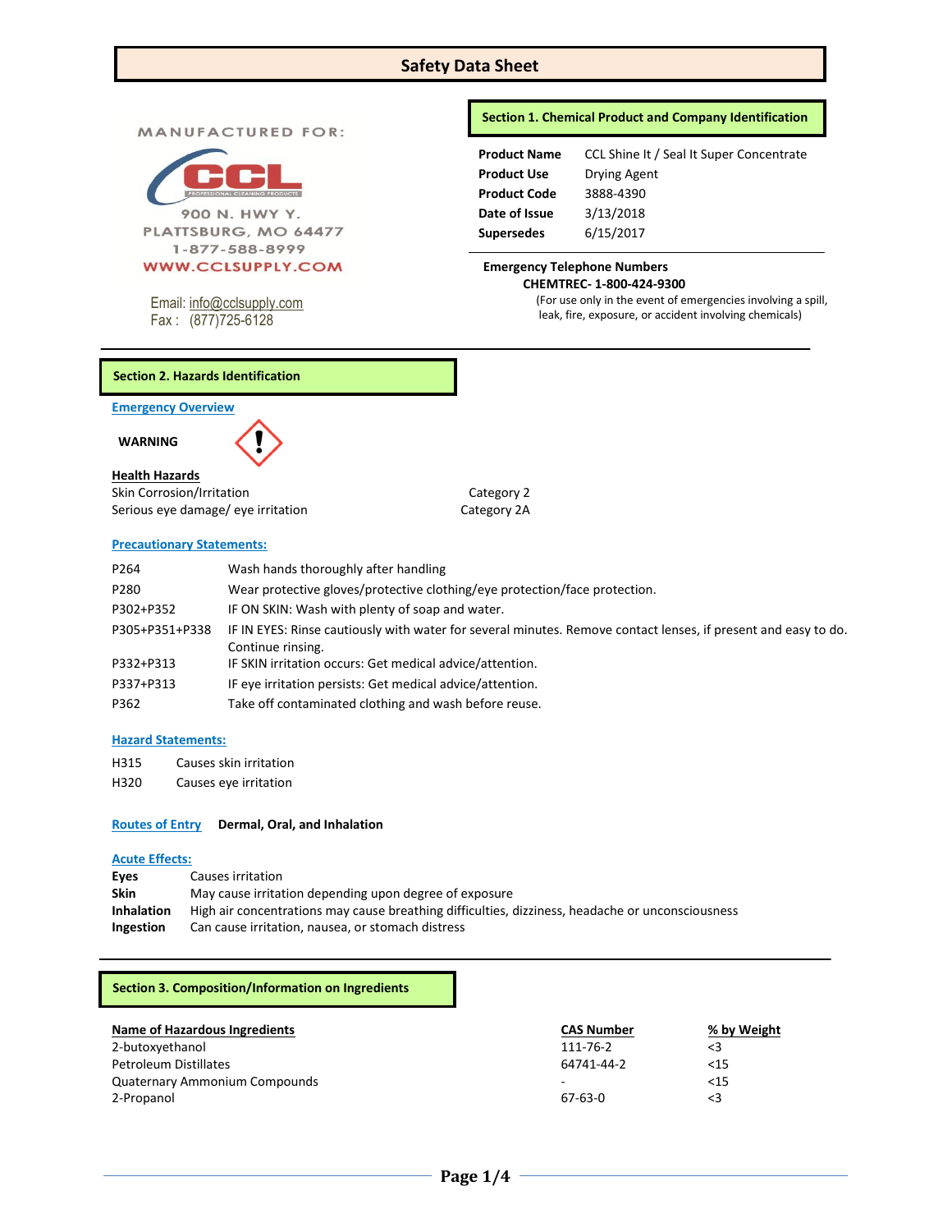# Safety Data Sheet

MANUFACTURED FOR:

CCL PROFESSIONAL CLEANING PRODUCTS

900 N. HWY Y.
PLATTSBURG, MO 64477
1-877-588-8999
WWW.CCLSUPPLY.COM

Email: info@cclsupply.com
Fax : (877)725-6128

## Section 1. Chemical Product and Company Identification

| | |
|---|---|
| **Product Name** | CCL Shine It / Seal It Super Concentrate |
| **Product Use** | Drying Agent |
| **Product Code** | 3888-4390 |
| **Date of Issue** | 3/13/2018 |
| **Supersedes** | 6/15/2017 |

**Emergency Telephone Numbers**

**CHEMTREC- 1-800-424-9300**

(For use only in the event of emergencies involving a spill, leak, fire, exposure, or accident involving chemicals)

## Section 2. Hazards Identification

### Emergency Overview

**WARNING**

**Health Hazards**

| | |
|---|---|
| Skin Corrosion/Irritation | Category 2 |
| Serious eye damage/ eye irritation | Category 2A |

### Precautionary Statements:

| | |
|---|---|
| P264 | Wash hands thoroughly after handling |
| P280 | Wear protective gloves/protective clothing/eye protection/face protection. |
| P302+P352 | IF ON SKIN: Wash with plenty of soap and water. |
| P305+P351+P338 | IF IN EYES: Rinse cautiously with water for several minutes. Remove contact lenses, if present and easy to do. Continue rinsing. |
| P332+P313 | IF SKIN irritation occurs: Get medical advice/attention. |
| P337+P313 | IF eye irritation persists: Get medical advice/attention. |
| P362 | Take off contaminated clothing and wash before reuse. |

### Hazard Statements:

| | |
|---|---|
| H315 | Causes skin irritation |
| H320 | Causes eye irritation |

**Routes of Entry** **Dermal, Oral, and Inhalation**

### Acute Effects:

| | |
|---|---|
| **Eyes** | Causes irritation |
| **Skin** | May cause irritation depending upon degree of exposure |
| **Inhalation** | High air concentrations may cause breathing difficulties, dizziness, headache or unconsciousness |
| **Ingestion** | Can cause irritation, nausea, or stomach distress |

## Section 3. Composition/Information on Ingredients

| Name of Hazardous Ingredients | CAS Number | % by Weight |
|---|---|---|
| 2-butoxyethanol | 111-76-2 | <3 |
| Petroleum Distillates | 64741-44-2 | <15 |
| Quaternary Ammonium Compounds | - | <15 |
| 2-Propanol | 67-63-0 | <3 |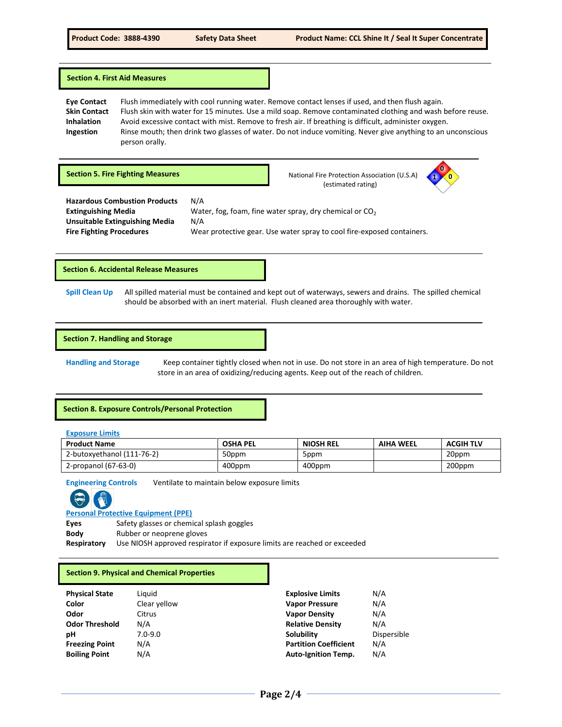## Section 4. First Aid Measures

**Eye Contact** Flush immediately with cool running water. Remove contact lenses if used, and then flush again.

**Skin Contact** Flush skin with water for 15 minutes. Use a mild soap. Remove contaminated clothing and wash before reuse.

**Inhalation** Avoid excessive contact with mist. Remove to fresh air. If breathing is difficult, administer oxygen.

**Ingestion** Rinse mouth; then drink two glasses of water. Do not induce vomiting. Never give anything to an unconscious person orally.

## Section 5. Fire Fighting Measures

National Fire Protection Association (U.S.A) (estimated rating)

**Hazardous Combustion Products** N/A

**Extinguishing Media** Water, fog, foam, fine water spray, dry chemical or $CO_2$

**Unsuitable Extinguishing Media** N/A

**Fire Fighting Procedures** Wear protective gear. Use water spray to cool fire-exposed containers.

## Section 6. Accidental Release Measures

**Spill Clean Up** All spilled material must be contained and kept out of waterways, sewers and drains. The spilled chemical should be absorbed with an inert material. Flush cleaned area thoroughly with water.

## Section 7. Handling and Storage

**Handling and Storage** Keep container tightly closed when not in use. Do not store in an area of high temperature. Do not store in an area of oxidizing/reducing agents. Keep out of the reach of children.

## Section 8. Exposure Controls/Personal Protection

**Exposure Limits**

| Product Name | OSHA PEL | NIOSH REL | AIHA WEEL | ACGIH TLV |
|---|---|---|---|---|
| 2-butoxyethanol (111-76-2) | 50ppm | 5ppm | | 20ppm |
| 2-propanol (67-63-0) | 400ppm | 400ppm | | 200ppm |

**Engineering Controls** Ventilate to maintain below exposure limits

**Personal Protective Equipment (PPE)**

**Eyes** Safety glasses or chemical splash goggles

**Body** Rubber or neoprene gloves

**Respiratory** Use NIOSH approved respirator if exposure limits are reached or exceeded

## Section 9. Physical and Chemical Properties

**Physical State** Liquid

**Color** Clear yellow

**Odor** Citrus

**Odor Threshold** N/A

**pH** 7.0-9.0

**Freezing Point** N/A

**Boiling Point** N/A

**Explosive Limits** N/A

**Vapor Pressure** N/A

**Vapor Density** N/A

**Relative Density** N/A

**Solubility** Dispersible

**Partition Coefficient** N/A

**Auto-Ignition Temp.** N/A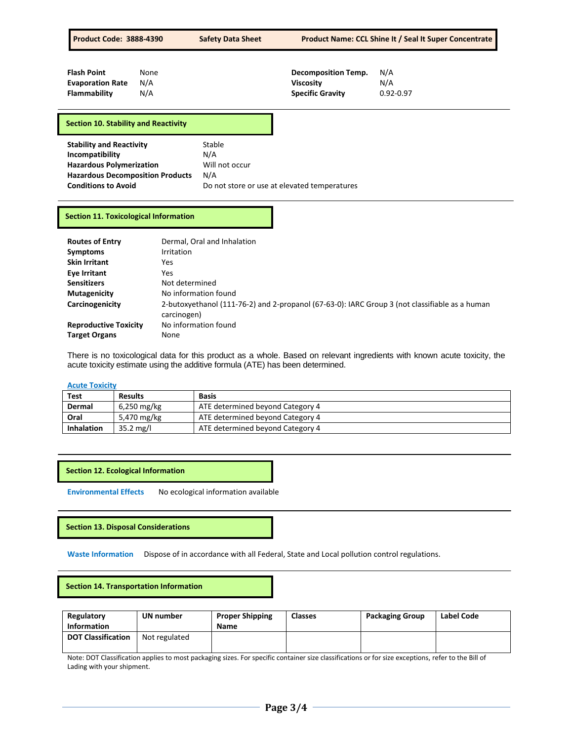| | | | |
|---|---|---|---|
| **Flash Point** | None | **Decomposition Temp.** | N/A |
| **Evaporation Rate** | N/A | **Viscosity** | N/A |
| **Flammability** | N/A | **Specific Gravity** | 0.92-0.97 |

## Section 10. Stability and Reactivity

| | |
|---|---|
| **Stability and Reactivity** | Stable |
| **Incompatibility** | N/A |
| **Hazardous Polymerization** | Will not occur |
| **Hazardous Decomposition Products** | N/A |
| **Conditions to Avoid** | Do not store or use at elevated temperatures |

## Section 11. Toxicological Information

| | |
|---|---|
| **Routes of Entry** | Dermal, Oral and Inhalation |
| **Symptoms** | Irritation |
| **Skin Irritant** | Yes |
| **Eye Irritant** | Yes |
| **Sensitizers** | Not determined |
| **Mutagenicity** | No information found |
| **Carcinogenicity** | 2-butoxyethanol (111-76-2) and 2-propanol (67-63-0): IARC Group 3 (not classifiable as a human carcinogen) |
| **Reproductive Toxicity** | No information found |
| **Target Organs** | None |

There is no toxicological data for this product as a whole. Based on relevant ingredients with known acute toxicity, the acute toxicity estimate using the additive formula (ATE) has been determined.

**Acute Toxicity**

| Test | Results | Basis |
|---|---|---|
| **Dermal** | 6,250 mg/kg | ATE determined beyond Category 4 |
| **Oral** | 5,470 mg/kg | ATE determined beyond Category 4 |
| **Inhalation** | 35.2 mg/l | ATE determined beyond Category 4 |

## Section 12. Ecological Information

**Environmental Effects** No ecological information available

## Section 13. Disposal Considerations

**Waste Information** Dispose of in accordance with all Federal, State and Local pollution control regulations.

## Section 14. Transportation Information

| Regulatory Information | UN number | Proper Shipping Name | Classes | Packaging Group | Label Code |
|---|---|---|---|---|---|
| **DOT Classification** | Not regulated | | | | |

Note: DOT Classification applies to most packaging sizes. For specific container size classifications or for size exceptions, refer to the Bill of Lading with your shipment.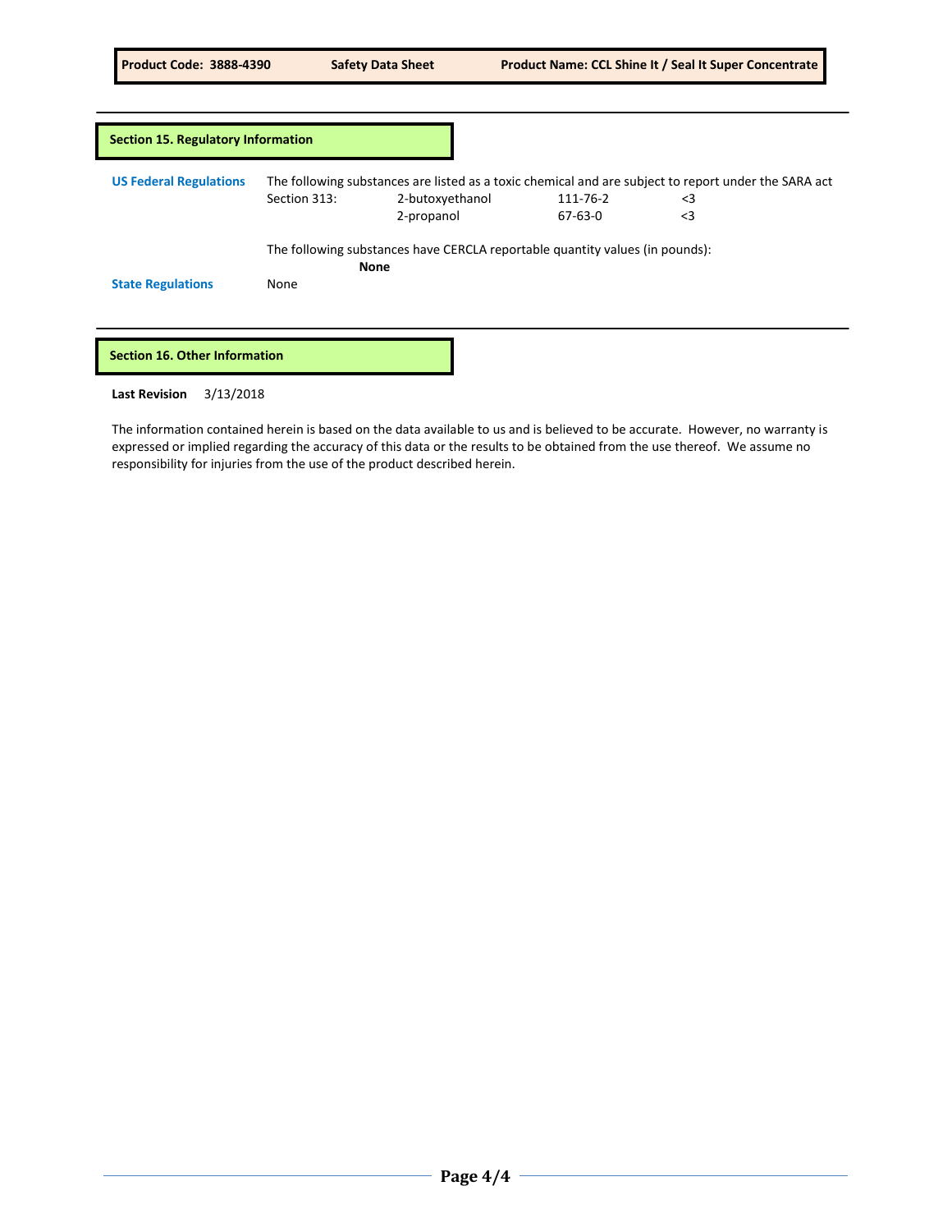## Section 15. Regulatory Information

**US Federal Regulations**

The following substances are listed as a toxic chemical and are subject to report under the SARA act

| | | | |
|---|---|---|---|
| Section 313: | 2-butoxyethanol | 111-76-2 | <3 |
| | 2-propanol | 67-63-0 | <3 |

The following substances have CERCLA reportable quantity values (in pounds):

**None**

**State Regulations** None

## Section 16. Other Information

**Last Revision** 3/13/2018

The information contained herein is based on the data available to us and is believed to be accurate. However, no warranty is expressed or implied regarding the accuracy of this data or the results to be obtained from the use thereof. We assume no responsibility for injuries from the use of the product described herein.